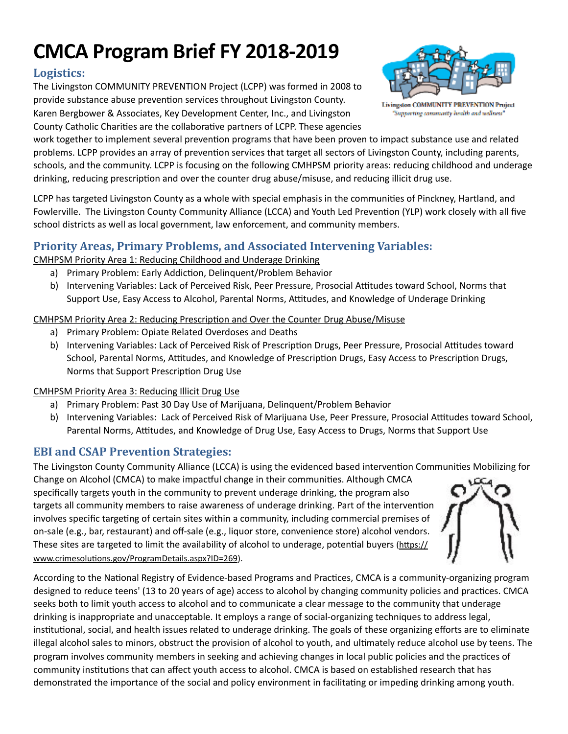# CMCA Program Brief FY 2018-2019

## Logistics:

The Livingston COMMUNITY PREVENTION Project (LCPP) was formed in 2008 to provide substance abuse prevention services throughout Livingston County. Karen Bergbower & Associates, Key Development Center, Inc., and Livingston County Catholic Charities are the collaborative partners of LCPP. These agencies work together to implement several prevention programs that have been proven to impact substance use and related problems. LCPP provides an array of prevention services that target all sectors of Livingston County, including parents, schools, and the community. LCPP is focusing on the following CMHPSM priority areas: reducing childhood and underage drinking, reducing prescription and over the counter drug abuse/misuse, and reducing illicit drug use.

LCPP has targeted Livingston County as a whole with special emphasis in the communities of Pinckney, Hartland, and Fowlerville. The Livingston County Community Alliance (LCCA) and Youth Led Prevention (YLP) work closely with all five school districts as well as local government, law enforcement, and community members.

## Priority Areas, Primary Problems, and Associated Intervening Variables:

<u>CMHPSM Priority Area 1: Reducing Childhood and Underage Drinking</u>

a) Primary Problem: Early Addiction, Delinquent/Problem Behavior
b) Intervening Variables: Lack of Perceived Risk, Peer Pressure, Prosocial Attitudes toward School, Norms that Support Use, Easy Access to Alcohol, Parental Norms, Attitudes, and Knowledge of Underage Drinking

<u>CMHPSM Priority Area 2: Reducing Prescription and Over the Counter Drug Abuse/Misuse</u>

a) Primary Problem: Opiate Related Overdoses and Deaths
b) Intervening Variables: Lack of Perceived Risk of Prescription Drugs, Peer Pressure, Prosocial Attitudes toward School, Parental Norms, Attitudes, and Knowledge of Prescription Drugs, Easy Access to Prescription Drugs, Norms that Support Prescription Drug Use

<u>CMHPSM Priority Area 3: Reducing Illicit Drug Use</u>

a) Primary Problem: Past 30 Day Use of Marijuana, Delinquent/Problem Behavior
b) Intervening Variables: Lack of Perceived Risk of Marijuana Use, Peer Pressure, Prosocial Attitudes toward School, Parental Norms, Attitudes, and Knowledge of Drug Use, Easy Access to Drugs, Norms that Support Use

## EBI and CSAP Prevention Strategies:

The Livingston County Community Alliance (LCCA) is using the evidenced based intervention Communities Mobilizing for Change on Alcohol (CMCA) to make impactful change in their communities. Although CMCA specifically targets youth in the community to prevent underage drinking, the program also targets all community members to raise awareness of underage drinking. Part of the intervention involves specific targeting of certain sites within a community, including commercial premises of on-sale (e.g., bar, restaurant) and off-sale (e.g., liquor store, convenience store) alcohol vendors. These sites are targeted to limit the availability of alcohol to underage, potential buyers (https://www.crimesolutions.gov/ProgramDetails.aspx?ID=269).

According to the National Registry of Evidence-based Programs and Practices, CMCA is a community-organizing program designed to reduce teens' (13 to 20 years of age) access to alcohol by changing community policies and practices. CMCA seeks both to limit youth access to alcohol and to communicate a clear message to the community that underage drinking is inappropriate and unacceptable. It employs a range of social-organizing techniques to address legal, institutional, social, and health issues related to underage drinking. The goals of these organizing efforts are to eliminate illegal alcohol sales to minors, obstruct the provision of alcohol to youth, and ultimately reduce alcohol use by teens. The program involves community members in seeking and achieving changes in local public policies and the practices of community institutions that can affect youth access to alcohol. CMCA is based on established research that has demonstrated the importance of the social and policy environment in facilitating or impeding drinking among youth.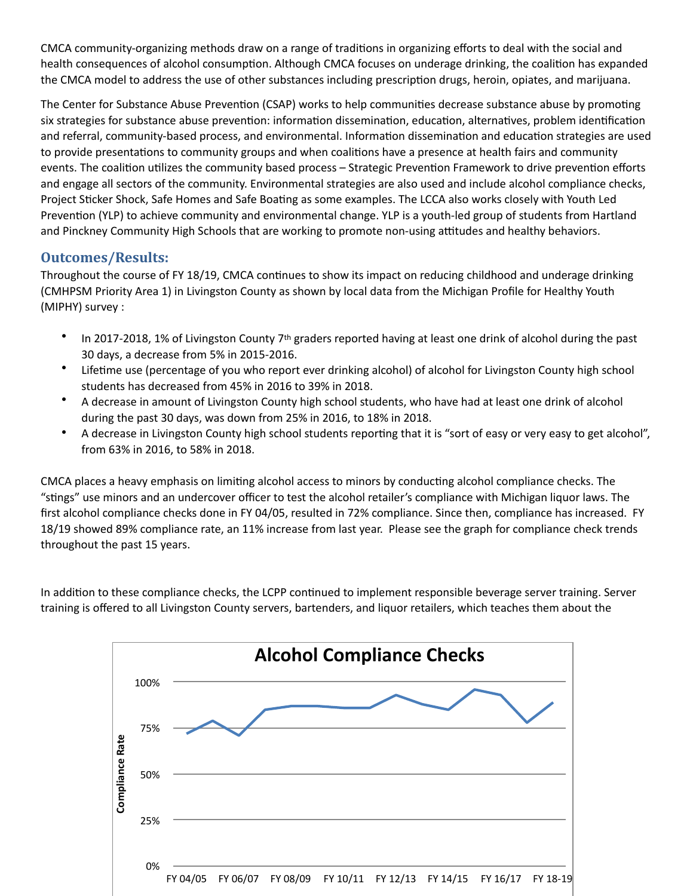CMCA community-organizing methods draw on a range of traditions in organizing efforts to deal with the social and health consequences of alcohol consumption. Although CMCA focuses on underage drinking, the coalition has expanded the CMCA model to address the use of other substances including prescription drugs, heroin, opiates, and marijuana.

The Center for Substance Abuse Prevention (CSAP) works to help communities decrease substance abuse by promoting six strategies for substance abuse prevention: information dissemination, education, alternatives, problem identification and referral, community-based process, and environmental. Information dissemination and education strategies are used to provide presentations to community groups and when coalitions have a presence at health fairs and community events. The coalition utilizes the community based process – Strategic Prevention Framework to drive prevention efforts and engage all sectors of the community. Environmental strategies are also used and include alcohol compliance checks, Project Sticker Shock, Safe Homes and Safe Boating as some examples. The LCCA also works closely with Youth Led Prevention (YLP) to achieve community and environmental change. YLP is a youth-led group of students from Hartland and Pinckney Community High Schools that are working to promote non-using attitudes and healthy behaviors.

## Outcomes/Results:

Throughout the course of FY 18/19, CMCA continues to show its impact on reducing childhood and underage drinking (CMHPSM Priority Area 1) in Livingston County as shown by local data from the Michigan Profile for Healthy Youth (MIPHY) survey :

- In 2017-2018, 1% of Livingston County 7th graders reported having at least one drink of alcohol during the past 30 days, a decrease from 5% in 2015-2016.
- Lifetime use (percentage of you who report ever drinking alcohol) of alcohol for Livingston County high school students has decreased from 45% in 2016 to 39% in 2018.
- A decrease in amount of Livingston County high school students, who have had at least one drink of alcohol during the past 30 days, was down from 25% in 2016, to 18% in 2018.
- A decrease in Livingston County high school students reporting that it is "sort of easy or very easy to get alcohol", from 63% in 2016, to 58% in 2018.

CMCA places a heavy emphasis on limiting alcohol access to minors by conducting alcohol compliance checks. The "stings" use minors and an undercover officer to test the alcohol retailer's compliance with Michigan liquor laws. The first alcohol compliance checks done in FY 04/05, resulted in 72% compliance. Since then, compliance has increased. FY 18/19 showed 89% compliance rate, an 11% increase from last year. Please see the graph for compliance check trends throughout the past 15 years.

In addition to these compliance checks, the LCPP continued to implement responsible beverage server training. Server training is offered to all Livingston County servers, bartenders, and liquor retailers, which teaches them about the

**Alcohol Compliance Checks**

Compliance Rate: 0%, 25%, 50%, 75%, 100%

FY 04/05, FY 06/07, FY 08/09, FY 10/11, FY 12/13, FY 14/15, FY 16/17, FY 18-19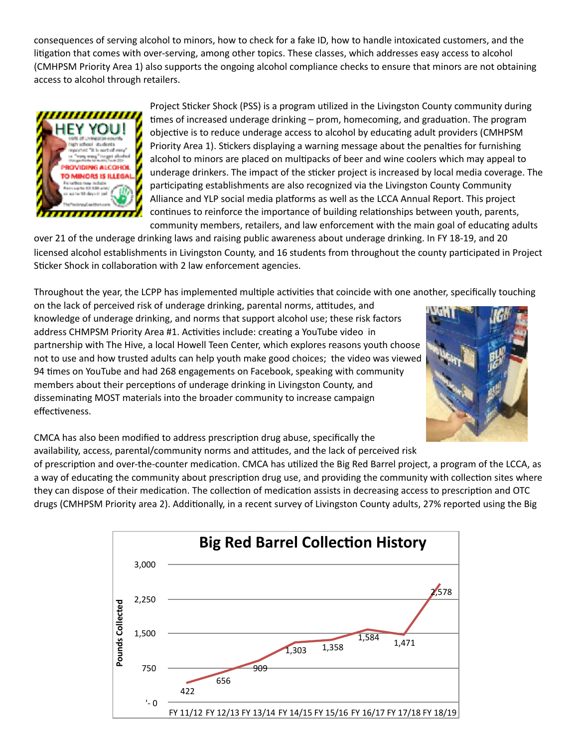consequences of serving alcohol to minors, how to check for a fake ID, how to handle intoxicated customers, and the litigation that comes with over-serving, among other topics. These classes, which addresses easy access to alcohol (CMHPSM Priority Area 1) also supports the ongoing alcohol compliance checks to ensure that minors are not obtaining access to alcohol through retailers.

Project Sticker Shock (PSS) is a program utilized in the Livingston County community during times of increased underage drinking – prom, homecoming, and graduation. The program objective is to reduce underage access to alcohol by educating adult providers (CMHPSM Priority Area 1). Stickers displaying a warning message about the penalties for furnishing alcohol to minors are placed on multipacks of beer and wine coolers which may appeal to underage drinkers. The impact of the sticker project is increased by local media coverage. The participating establishments are also recognized via the Livingston County Community Alliance and YLP social media platforms as well as the LCCA Annual Report. This project continues to reinforce the importance of building relationships between youth, parents, community members, retailers, and law enforcement with the main goal of educating adults over 21 of the underage drinking laws and raising public awareness about underage drinking. In FY 18-19, and 20 licensed alcohol establishments in Livingston County, and 16 students from throughout the county participated in Project Sticker Shock in collaboration with 2 law enforcement agencies.

Throughout the year, the LCPP has implemented multiple activities that coincide with one another, specifically touching on the lack of perceived risk of underage drinking, parental norms, attitudes, and knowledge of underage drinking, and norms that support alcohol use; these risk factors address CHMPSM Priority Area #1. Activities include: creating a YouTube video in partnership with The Hive, a local Howell Teen Center, which explores reasons youth choose not to use and how trusted adults can help youth make good choices; the video was viewed 94 times on YouTube and had 268 engagements on Facebook, speaking with community members about their perceptions of underage drinking in Livingston County, and disseminating MOST materials into the broader community to increase campaign effectiveness.

CMCA has also been modified to address prescription drug abuse, specifically the availability, access, parental/community norms and attitudes, and the lack of perceived risk of prescription and over-the-counter medication. CMCA has utilized the Big Red Barrel project, a program of the LCCA, as a way of educating the community about prescription drug use, and providing the community with collection sites where they can dispose of their medication. The collection of medication assists in decreasing access to prescription and OTC drugs (CMHPSM Priority area 2). Additionally, in a recent survey of Livingston County adults, 27% reported using the Big

**Big Red Barrel Collection History**

| Fiscal Year | Pounds Collected |
|---|---|
| FY 11/12 | 422 |
| FY 12/13 | 656 |
| FY 13/14 | 909 |
| FY 14/15 | 1,303 |
| FY 15/16 | 1,358 |
| FY 16/17 | 1,584 |
| FY 17/18 | 1,471 |
| FY 18/19 | 2,578 |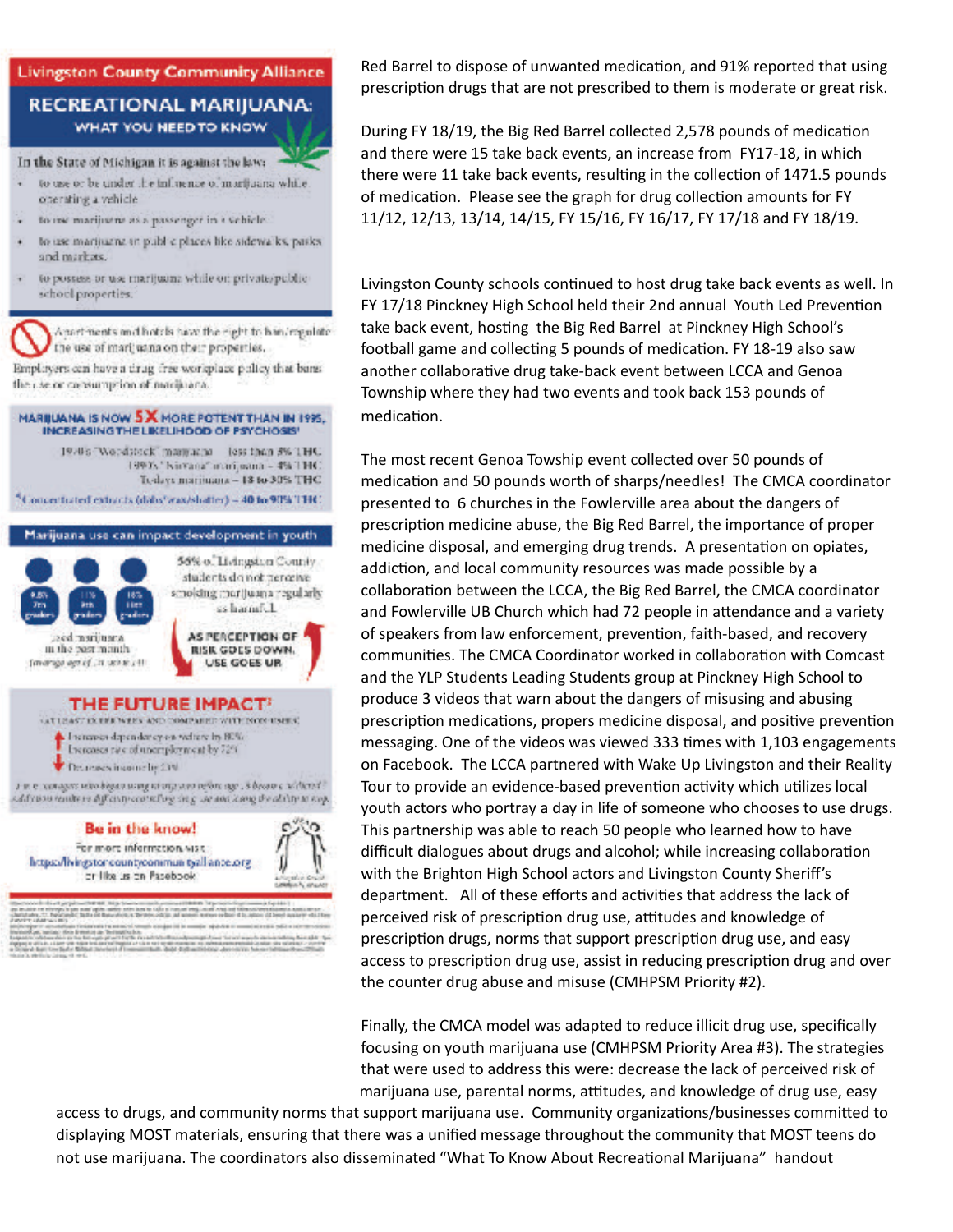**Livingston County Community Alliance**

## RECREATIONAL MARIJUANA: WHAT YOU NEED TO KNOW

In the State of Michigan it is against the law:

- to use or be under the influence of marijuana while operating a vehicle
- to use marijuana as a passenger in a vehicle
- to use marijuana in public places like sidewalks, parks and markets.
- to possess or use marijuana while on private/public school properties.

Apartments and hotels have the right to ban/regulate the use of marijuana on their properties.

Employers can have a drug free workplace policy that bans the use or consumption of marijuana.

**MARIJUANA IS NOW 5X MORE POTENT THAN IN 1995, INCREASING THE LIKELIHOOD OF PSYCHOSIS**

1970's "Woodstock" marijuana – less than 3% THC
1990's "Nirvana" marijuana – 4% THC
Today's marijuana – 18 to 30% THC
*Concentrated extracts (dabs/wax/shatter) – 40 to 90% THC

**Marijuana use can impact development in youth**

9.8% 7th graders, 11% 9th graders, 16% 11th graders used marijuana in the past month

56% of Livingston County students do not perceive smoking marijuana regularly as harmful.

**AS PERCEPTION OF RISK GOES DOWN, USE GOES UP.**

**THE FUTURE IMPACT**

- Increases dependency on welfare by 80%
- Increases rate of unemployment by 72%
- Decreases income by 23%

**Be in the know!**

For more information visit: https://livingstoncountycommunityalliance.org or like us on Facebook

Red Barrel to dispose of unwanted medication, and 91% reported that using prescription drugs that are not prescribed to them is moderate or great risk.

During FY 18/19, the Big Red Barrel collected 2,578 pounds of medication and there were 15 take back events, an increase from FY17-18, in which there were 11 take back events, resulting in the collection of 1471.5 pounds of medication. Please see the graph for drug collection amounts for FY 11/12, 12/13, 13/14, 14/15, FY 15/16, FY 16/17, FY 17/18 and FY 18/19.

Livingston County schools continued to host drug take back events as well. In FY 17/18 Pinckney High School held their 2nd annual Youth Led Prevention take back event, hosting the Big Red Barrel at Pinckney High School's football game and collecting 5 pounds of medication. FY 18-19 also saw another collaborative drug take-back event between LCCA and Genoa Township where they had two events and took back 153 pounds of medication.

The most recent Genoa Towship event collected over 50 pounds of medication and 50 pounds worth of sharps/needles! The CMCA coordinator presented to 6 churches in the Fowlerville area about the dangers of prescription medicine abuse, the Big Red Barrel, the importance of proper medicine disposal, and emerging drug trends. A presentation on opiates, addiction, and local community resources was made possible by a collaboration between the LCCA, the Big Red Barrel, the CMCA coordinator and Fowlerville UB Church which had 72 people in attendance and a variety of speakers from law enforcement, prevention, faith-based, and recovery communities. The CMCA Coordinator worked in collaboration with Comcast and the YLP Students Leading Students group at Pinckney High School to produce 3 videos that warn about the dangers of misusing and abusing prescription medications, propers medicine disposal, and positive prevention messaging. One of the videos was viewed 333 times with 1,103 engagements on Facebook. The LCCA partnered with Wake Up Livingston and their Reality Tour to provide an evidence-based prevention activity which utilizes local youth actors who portray a day in life of someone who chooses to use drugs. This partnership was able to reach 50 people who learned how to have difficult dialogues about drugs and alcohol; while increasing collaboration with the Brighton High School actors and Livingston County Sheriff's department. All of these efforts and activities that address the lack of perceived risk of prescription drug use, attitudes and knowledge of prescription drugs, norms that support prescription drug use, and easy access to prescription drug use, assist in reducing prescription drug and over the counter drug abuse and misuse (CMHPSM Priority #2).

Finally, the CMCA model was adapted to reduce illicit drug use, specifically focusing on youth marijuana use (CMHPSM Priority Area #3). The strategies that were used to address this were: decrease the lack of perceived risk of marijuana use, parental norms, attitudes, and knowledge of drug use, easy access to drugs, and community norms that support marijuana use. Community organizations/businesses committed to displaying MOST materials, ensuring that there was a unified message throughout the community that MOST teens do not use marijuana. The coordinators also disseminated "What To Know About Recreational Marijuana" handout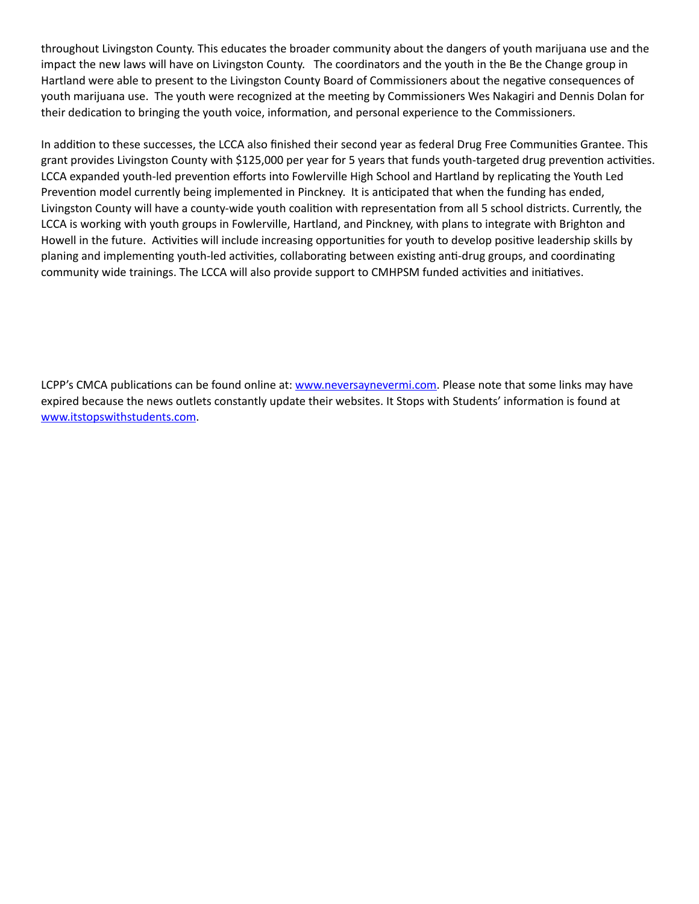throughout Livingston County. This educates the broader community about the dangers of youth marijuana use and the impact the new laws will have on Livingston County. The coordinators and the youth in the Be the Change group in Hartland were able to present to the Livingston County Board of Commissioners about the negative consequences of youth marijuana use. The youth were recognized at the meeting by Commissioners Wes Nakagiri and Dennis Dolan for their dedication to bringing the youth voice, information, and personal experience to the Commissioners.

In addition to these successes, the LCCA also finished their second year as federal Drug Free Communities Grantee. This grant provides Livingston County with $125,000 per year for 5 years that funds youth-targeted drug prevention activities. LCCA expanded youth-led prevention efforts into Fowlerville High School and Hartland by replicating the Youth Led Prevention model currently being implemented in Pinckney. It is anticipated that when the funding has ended, Livingston County will have a county-wide youth coalition with representation from all 5 school districts. Currently, the LCCA is working with youth groups in Fowlerville, Hartland, and Pinckney, with plans to integrate with Brighton and Howell in the future. Activities will include increasing opportunities for youth to develop positive leadership skills by planing and implementing youth-led activities, collaborating between existing anti-drug groups, and coordinating community wide trainings. The LCCA will also provide support to CMHPSM funded activities and initiatives.

LCPP's CMCA publications can be found online at: [www.neversaynevermi.com](http://www.neversaynevermi.com). Please note that some links may have expired because the news outlets constantly update their websites. It Stops with Students' information is found at [www.itstopswithstudents.com](http://www.itstopswithstudents.com).